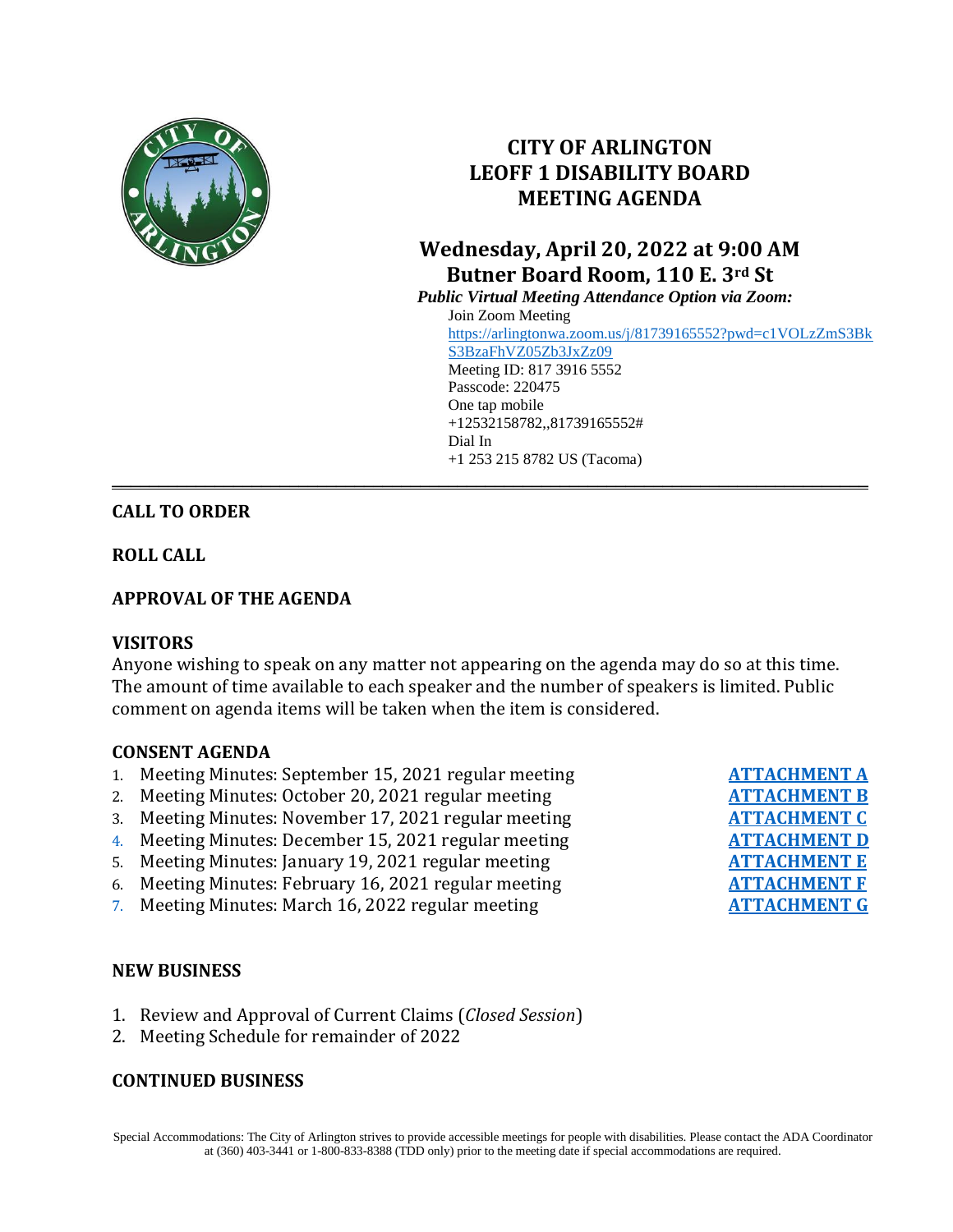# CITY OF ARLINGTON
# LEOFF 1 DISABILITY BOARD
# MEETING AGENDA

## Wednesday, April 20, 2022 at 9:00 AM
## Butner Board Room, 110 E. 3rd St

***Public Virtual Meeting Attendance Option via Zoom:***

Join Zoom Meeting
https://arlingtonwa.zoom.us/j/81739165552?pwd=c1VOLzZmS3BkS3BzaFhVZ05Zb3JxZz09
Meeting ID: 817 3916 5552
Passcode: 220475
One tap mobile
+12532158782,,81739165552#
Dial In
+1 253 215 8782 US (Tacoma)

---

**CALL TO ORDER**

**ROLL CALL**

**APPROVAL OF THE AGENDA**

**VISITORS**

Anyone wishing to speak on any matter not appearing on the agenda may do so at this time. The amount of time available to each speaker and the number of speakers is limited. Public comment on agenda items will be taken when the item is considered.

**CONSENT AGENDA**

1. Meeting Minutes: September 15, 2021 regular meeting — **ATTACHMENT A**
2. Meeting Minutes: October 20, 2021 regular meeting — **ATTACHMENT B**
3. Meeting Minutes: November 17, 2021 regular meeting — **ATTACHMENT C**
4. Meeting Minutes: December 15, 2021 regular meeting — **ATTACHMENT D**
5. Meeting Minutes: January 19, 2021 regular meeting — **ATTACHMENT E**
6. Meeting Minutes: February 16, 2021 regular meeting — **ATTACHMENT F**
7. Meeting Minutes: March 16, 2022 regular meeting — **ATTACHMENT G**

**NEW BUSINESS**

1. Review and Approval of Current Claims (*Closed Session*)
2. Meeting Schedule for remainder of 2022

**CONTINUED BUSINESS**

Special Accommodations: The City of Arlington strives to provide accessible meetings for people with disabilities. Please contact the ADA Coordinator at (360) 403-3441 or 1-800-833-8388 (TDD only) prior to the meeting date if special accommodations are required.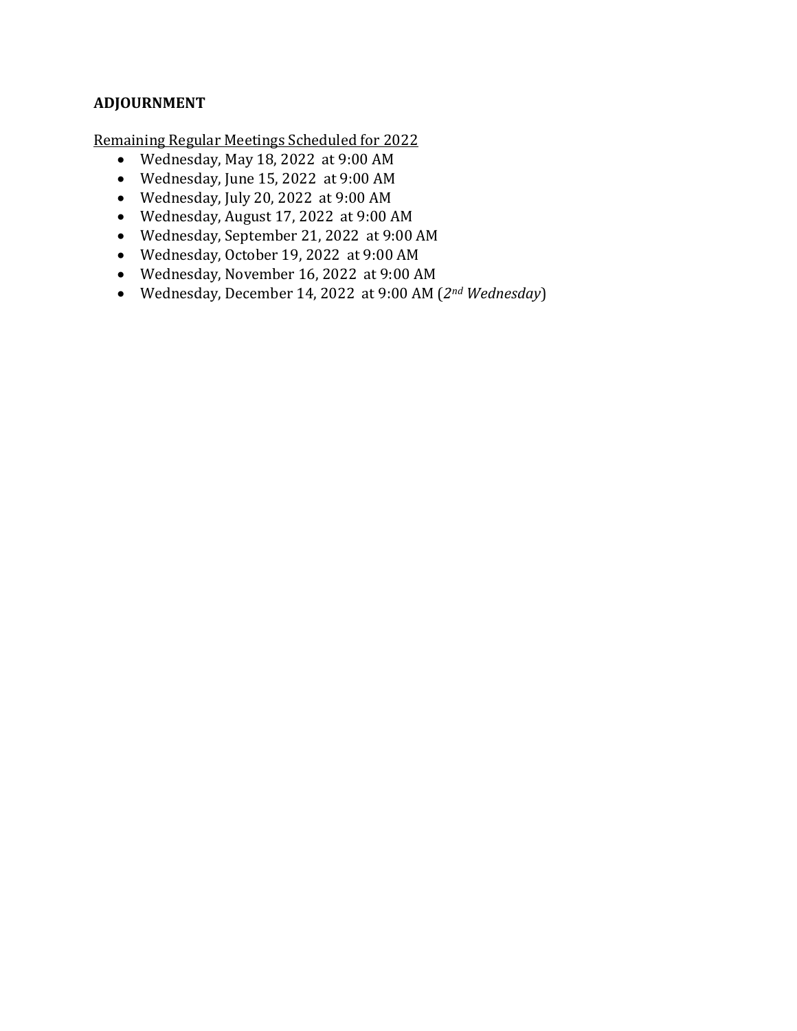**ADJOURNMENT**

Remaining Regular Meetings Scheduled for 2022

- Wednesday, May 18, 2022 at 9:00 AM
- Wednesday, June 15, 2022 at 9:00 AM
- Wednesday, July 20, 2022 at 9:00 AM
- Wednesday, August 17, 2022 at 9:00 AM
- Wednesday, September 21, 2022 at 9:00 AM
- Wednesday, October 19, 2022 at 9:00 AM
- Wednesday, November 16, 2022 at 9:00 AM
- Wednesday, December 14, 2022 at 9:00 AM (*2nd Wednesday*)